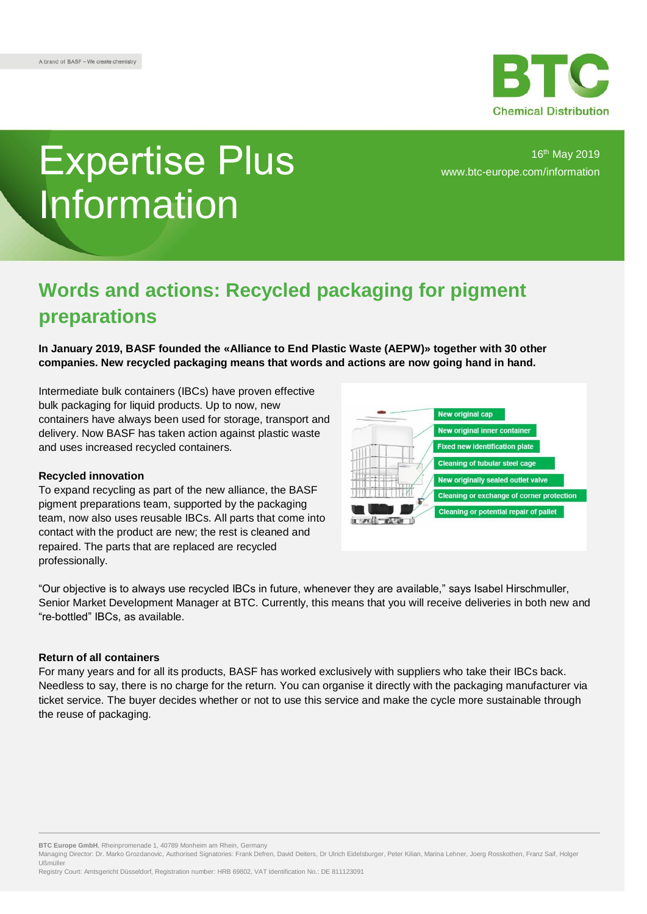A brand of BASF – We create chemistry

BTC
Chemical Distribution

# Expertise Plus Information

16th May 2019
www.btc-europe.com/information

## Words and actions: Recycled packaging for pigment preparations

**In January 2019, BASF founded the «Alliance to End Plastic Waste (AEPW)» together with 30 other companies. New recycled packaging means that words and actions are now going hand in hand.**

Intermediate bulk containers (IBCs) have proven effective bulk packaging for liquid products. Up to now, new containers have always been used for storage, transport and delivery. Now BASF has taken action against plastic waste and uses increased recycled containers.

New original cap
New original inner container
Fixed new identification plate
Cleaning of tubular steel cage
New originally sealed outlet valve
Cleaning or exchange of corner protection
Cleaning or potential repair of pallet

### Recycled innovation

To expand recycling as part of the new alliance, the BASF pigment preparations team, supported by the packaging team, now also uses reusable IBCs. All parts that come into contact with the product are new; the rest is cleaned and repaired. The parts that are replaced are recycled professionally.

"Our objective is to always use recycled IBCs in future, whenever they are available," says Isabel Hirschmuller, Senior Market Development Manager at BTC. Currently, this means that you will receive deliveries in both new and "re-bottled" IBCs, as available.

### Return of all containers

For many years and for all its products, BASF has worked exclusively with suppliers who take their IBCs back. Needless to say, there is no charge for the return. You can organise it directly with the packaging manufacturer via ticket service. The buyer decides whether or not to use this service and make the cycle more sustainable through the reuse of packaging.

**BTC Europe GmbH**, Rheinpromenade 1, 40789 Monheim am Rhein, Germany
Managing Director: Dr. Marko Grozdanovic, Authorised Signatories: Frank Defren, David Deiters, Dr Ulrich Eidelsburger, Peter Kilian, Marina Lehner, Joerg Rosskothen, Franz Saif, Holger Ußmüller
Registry Court: Amtsgericht Düsseldorf, Registration number: HRB 69802, VAT Identification No.: DE 811123091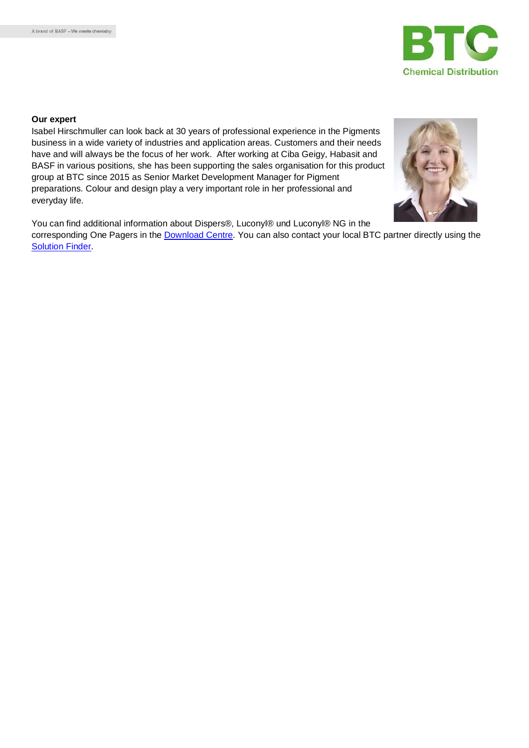**Our expert**

Isabel Hirschmuller can look back at 30 years of professional experience in the Pigments business in a wide variety of industries and application areas. Customers and their needs have and will always be the focus of her work.  After working at Ciba Geigy, Habasit and BASF in various positions, she has been supporting the sales organisation for this product group at BTC since 2015 as Senior Market Development Manager for Pigment preparations. Colour and design play a very important role in her professional and everyday life.

You can find additional information about Dispers®, Luconyl® und Luconyl® NG in the corresponding One Pagers in the Download Centre. You can also contact your local BTC partner directly using the Solution Finder.